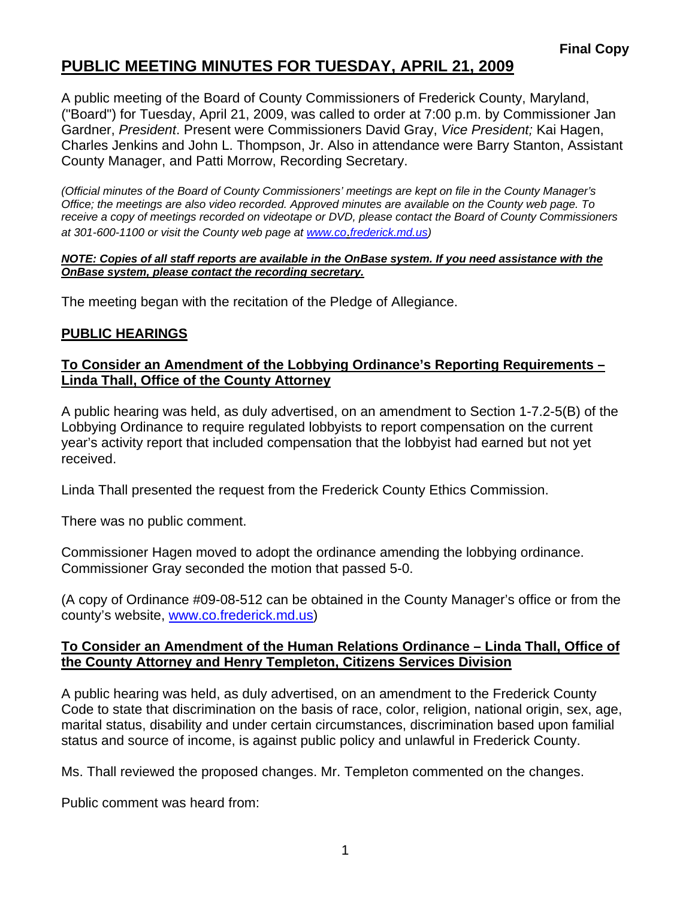**Final Copy**

# PUBLIC MEETING MINUTES FOR TUESDAY, APRIL 21, 2009

A public meeting of the Board of County Commissioners of Frederick County, Maryland, ("Board") for Tuesday, April 21, 2009, was called to order at 7:00 p.m. by Commissioner Jan Gardner, *President*. Present were Commissioners David Gray, *Vice President;* Kai Hagen, Charles Jenkins and John L. Thompson, Jr. Also in attendance were Barry Stanton, Assistant County Manager, and Patti Morrow, Recording Secretary.

*(Official minutes of the Board of County Commissioners' meetings are kept on file in the County Manager's Office; the meetings are also video recorded. Approved minutes are available on the County web page. To receive a copy of meetings recorded on videotape or DVD, please contact the Board of County Commissioners at 301-600-1100 or visit the County web page at www.co.frederick.md.us)*

***NOTE: Copies of all staff reports are available in the OnBase system. If you need assistance with the OnBase system, please contact the recording secretary.***

The meeting began with the recitation of the Pledge of Allegiance.

## PUBLIC HEARINGS

### To Consider an Amendment of the Lobbying Ordinance's Reporting Requirements – Linda Thall, Office of the County Attorney

A public hearing was held, as duly advertised, on an amendment to Section 1-7.2-5(B) of the Lobbying Ordinance to require regulated lobbyists to report compensation on the current year's activity report that included compensation that the lobbyist had earned but not yet received.

Linda Thall presented the request from the Frederick County Ethics Commission.

There was no public comment.

Commissioner Hagen moved to adopt the ordinance amending the lobbying ordinance. Commissioner Gray seconded the motion that passed 5-0.

(A copy of Ordinance #09-08-512 can be obtained in the County Manager's office or from the county's website, www.co.frederick.md.us)

### To Consider an Amendment of the Human Relations Ordinance – Linda Thall, Office of the County Attorney and Henry Templeton, Citizens Services Division

A public hearing was held, as duly advertised, on an amendment to the Frederick County Code to state that discrimination on the basis of race, color, religion, national origin, sex, age, marital status, disability and under certain circumstances, discrimination based upon familial status and source of income, is against public policy and unlawful in Frederick County.

Ms. Thall reviewed the proposed changes. Mr. Templeton commented on the changes.

Public comment was heard from: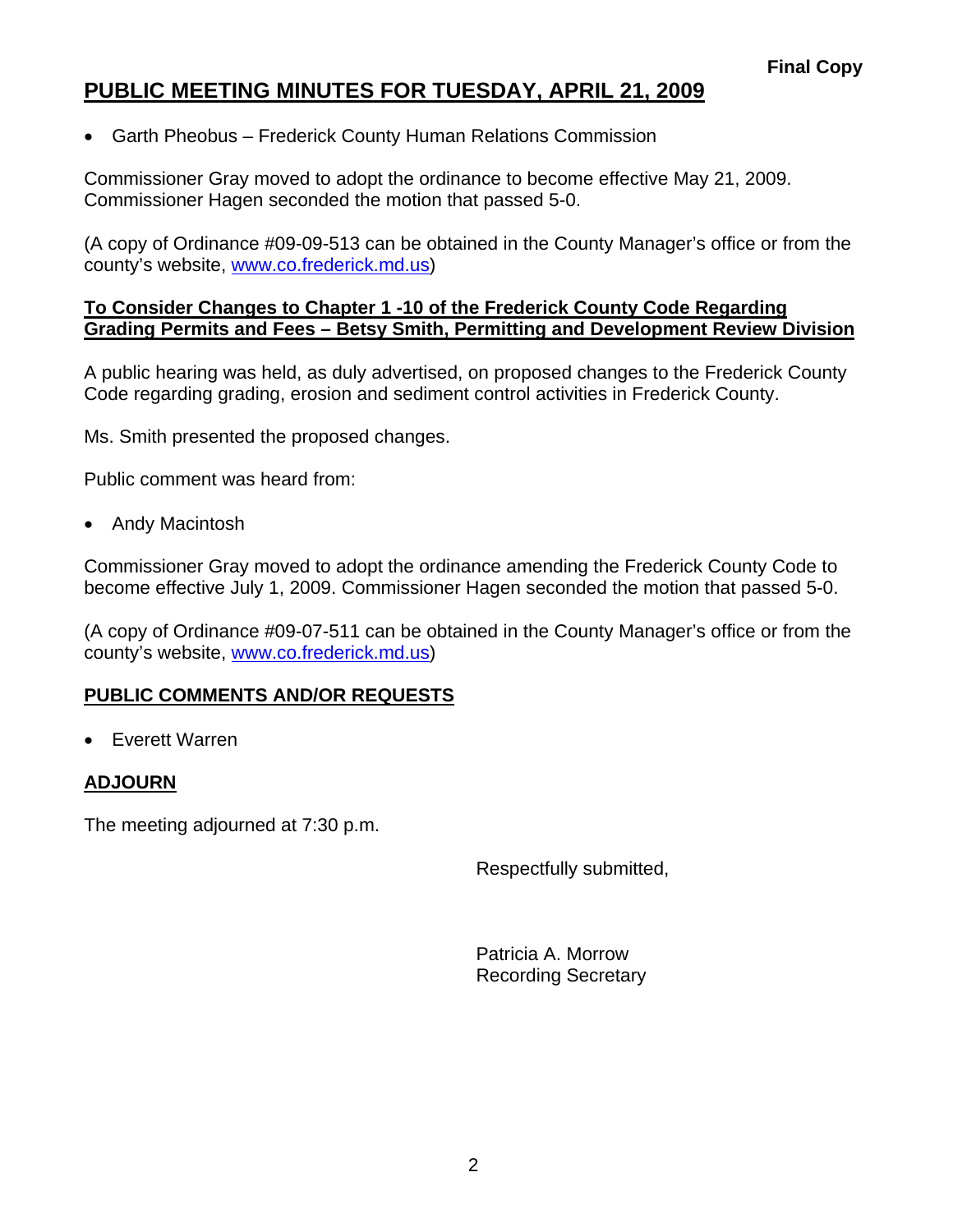**Final Copy**

# PUBLIC MEETING MINUTES FOR TUESDAY, APRIL 21, 2009

- Garth Pheobus – Frederick County Human Relations Commission

Commissioner Gray moved to adopt the ordinance to become effective May 21, 2009. Commissioner Hagen seconded the motion that passed 5-0.

(A copy of Ordinance #09-09-513 can be obtained in the County Manager's office or from the county's website, www.co.frederick.md.us)

## To Consider Changes to Chapter 1 -10 of the Frederick County Code Regarding Grading Permits and Fees – Betsy Smith, Permitting and Development Review Division

A public hearing was held, as duly advertised, on proposed changes to the Frederick County Code regarding grading, erosion and sediment control activities in Frederick County.

Ms. Smith presented the proposed changes.

Public comment was heard from:

- Andy Macintosh

Commissioner Gray moved to adopt the ordinance amending the Frederick County Code to become effective July 1, 2009. Commissioner Hagen seconded the motion that passed 5-0.

(A copy of Ordinance #09-07-511 can be obtained in the County Manager's office or from the county's website, www.co.frederick.md.us)

## PUBLIC COMMENTS AND/OR REQUESTS

- Everett Warren

## ADJOURN

The meeting adjourned at 7:30 p.m.

Respectfully submitted,

Patricia A. Morrow
Recording Secretary